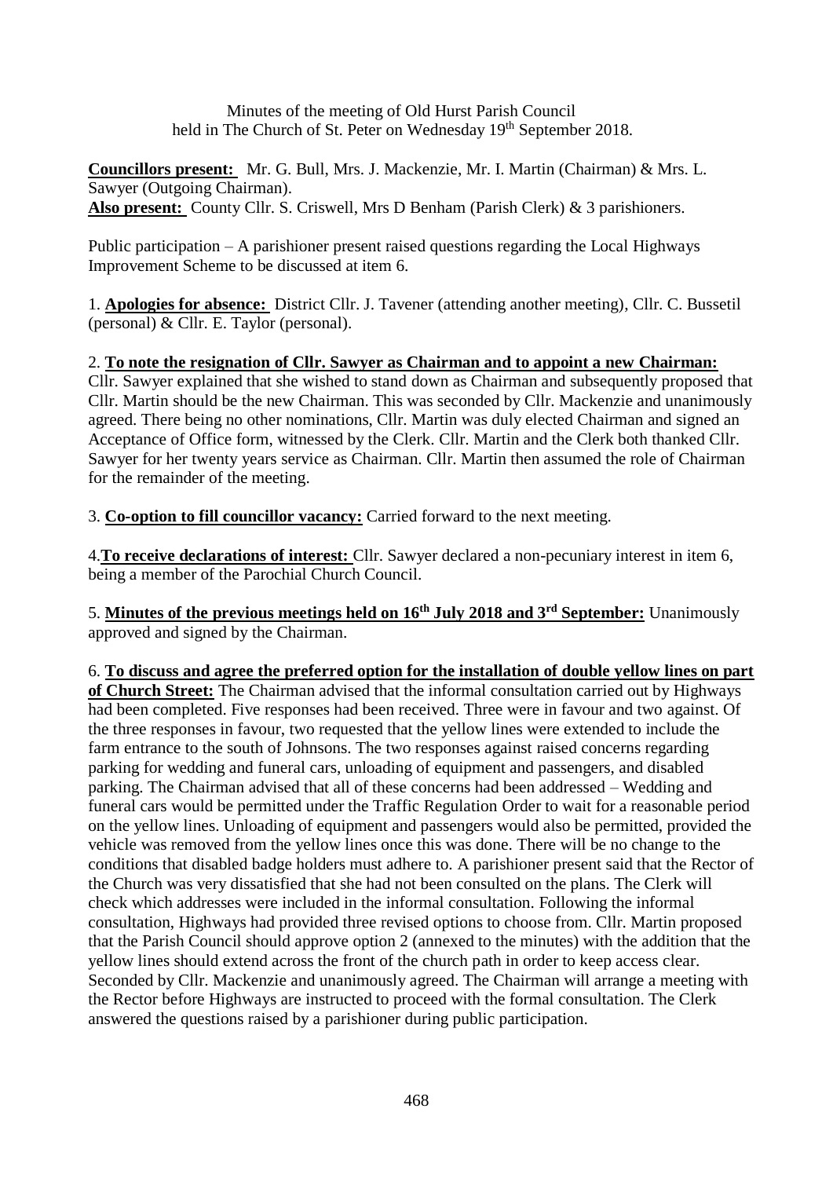Minutes of the meeting of Old Hurst Parish Council
held in The Church of St. Peter on Wednesday 19th September 2018.

**Councillors present:** Mr. G. Bull, Mrs. J. Mackenzie, Mr. I. Martin (Chairman) & Mrs. L. Sawyer (Outgoing Chairman).
**Also present:** County Cllr. S. Criswell, Mrs D Benham (Parish Clerk) & 3 parishioners.

Public participation – A parishioner present raised questions regarding the Local Highways Improvement Scheme to be discussed at item 6.

1. **Apologies for absence:** District Cllr. J. Tavener (attending another meeting), Cllr. C. Bussetil (personal) & Cllr. E. Taylor (personal).

2. **To note the resignation of Cllr. Sawyer as Chairman and to appoint a new Chairman:** Cllr. Sawyer explained that she wished to stand down as Chairman and subsequently proposed that Cllr. Martin should be the new Chairman. This was seconded by Cllr. Mackenzie and unanimously agreed. There being no other nominations, Cllr. Martin was duly elected Chairman and signed an Acceptance of Office form, witnessed by the Clerk. Cllr. Martin and the Clerk both thanked Cllr. Sawyer for her twenty years service as Chairman. Cllr. Martin then assumed the role of Chairman for the remainder of the meeting.

3. **Co-option to fill councillor vacancy:** Carried forward to the next meeting.

4. **To receive declarations of interest:** Cllr. Sawyer declared a non-pecuniary interest in item 6, being a member of the Parochial Church Council.

5. **Minutes of the previous meetings held on 16th July 2018 and 3rd September:** Unanimously approved and signed by the Chairman.

6. **To discuss and agree the preferred option for the installation of double yellow lines on part of Church Street:** The Chairman advised that the informal consultation carried out by Highways had been completed. Five responses had been received. Three were in favour and two against. Of the three responses in favour, two requested that the yellow lines were extended to include the farm entrance to the south of Johnsons. The two responses against raised concerns regarding parking for wedding and funeral cars, unloading of equipment and passengers, and disabled parking. The Chairman advised that all of these concerns had been addressed – Wedding and funeral cars would be permitted under the Traffic Regulation Order to wait for a reasonable period on the yellow lines. Unloading of equipment and passengers would also be permitted, provided the vehicle was removed from the yellow lines once this was done. There will be no change to the conditions that disabled badge holders must adhere to. A parishioner present said that the Rector of the Church was very dissatisfied that she had not been consulted on the plans. The Clerk will check which addresses were included in the informal consultation. Following the informal consultation, Highways had provided three revised options to choose from. Cllr. Martin proposed that the Parish Council should approve option 2 (annexed to the minutes) with the addition that the yellow lines should extend across the front of the church path in order to keep access clear. Seconded by Cllr. Mackenzie and unanimously agreed. The Chairman will arrange a meeting with the Rector before Highways are instructed to proceed with the formal consultation. The Clerk answered the questions raised by a parishioner during public participation.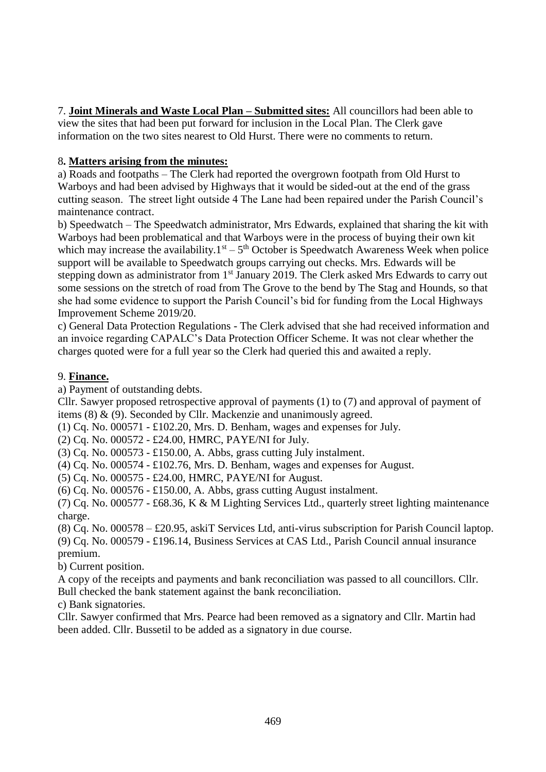7. **Joint Minerals and Waste Local Plan – Submitted sites:** All councillors had been able to view the sites that had been put forward for inclusion in the Local Plan. The Clerk gave information on the two sites nearest to Old Hurst. There were no comments to return.

8**. Matters arising from the minutes:**

a) Roads and footpaths – The Clerk had reported the overgrown footpath from Old Hurst to Warboys and had been advised by Highways that it would be sided-out at the end of the grass cutting season. The street light outside 4 The Lane had been repaired under the Parish Council's maintenance contract.

b) Speedwatch – The Speedwatch administrator, Mrs Edwards, explained that sharing the kit with Warboys had been problematical and that Warboys were in the process of buying their own kit which may increase the availability.1st – 5th October is Speedwatch Awareness Week when police support will be available to Speedwatch groups carrying out checks. Mrs. Edwards will be stepping down as administrator from 1st January 2019. The Clerk asked Mrs Edwards to carry out some sessions on the stretch of road from The Grove to the bend by The Stag and Hounds, so that she had some evidence to support the Parish Council's bid for funding from the Local Highways Improvement Scheme 2019/20.

c) General Data Protection Regulations - The Clerk advised that she had received information and an invoice regarding CAPALC's Data Protection Officer Scheme. It was not clear whether the charges quoted were for a full year so the Clerk had queried this and awaited a reply.

9. **Finance.**

a) Payment of outstanding debts.

Cllr. Sawyer proposed retrospective approval of payments (1) to (7) and approval of payment of items (8) & (9). Seconded by Cllr. Mackenzie and unanimously agreed.

(1) Cq. No. 000571 - £102.20, Mrs. D. Benham, wages and expenses for July.
(2) Cq. No. 000572 - £24.00, HMRC, PAYE/NI for July.
(3) Cq. No. 000573 - £150.00, A. Abbs, grass cutting July instalment.
(4) Cq. No. 000574 - £102.76, Mrs. D. Benham, wages and expenses for August.
(5) Cq. No. 000575 - £24.00, HMRC, PAYE/NI for August.
(6) Cq. No. 000576 - £150.00, A. Abbs, grass cutting August instalment.
(7) Cq. No. 000577 - £68.36, K & M Lighting Services Ltd., quarterly street lighting maintenance charge.
(8) Cq. No. 000578 – £20.95, askiT Services Ltd, anti-virus subscription for Parish Council laptop.
(9) Cq. No. 000579 - £196.14, Business Services at CAS Ltd., Parish Council annual insurance premium.

b) Current position.

A copy of the receipts and payments and bank reconciliation was passed to all councillors. Cllr. Bull checked the bank statement against the bank reconciliation.

c) Bank signatories.

Cllr. Sawyer confirmed that Mrs. Pearce had been removed as a signatory and Cllr. Martin had been added. Cllr. Bussetil to be added as a signatory in due course.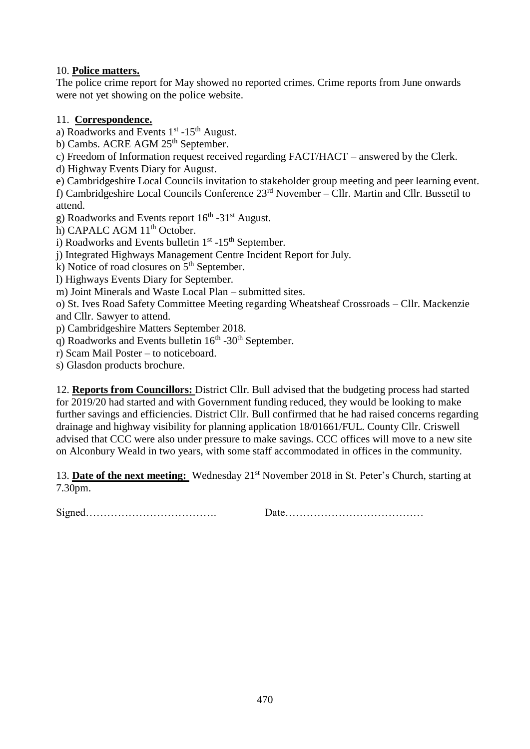10. **Police matters.**
The police crime report for May showed no reported crimes. Crime reports from June onwards were not yet showing on the police website.

11. **Correspondence.**
a) Roadworks and Events 1st -15th August.
b) Cambs. ACRE AGM 25th September.
c) Freedom of Information request received regarding FACT/HACT – answered by the Clerk.
d) Highway Events Diary for August.
e) Cambridgeshire Local Councils invitation to stakeholder group meeting and peer learning event.
f) Cambridgeshire Local Councils Conference 23rd November – Cllr. Martin and Cllr. Bussetil to attend.
g) Roadworks and Events report 16th -31st August.
h) CAPALC AGM 11th October.
i) Roadworks and Events bulletin 1st -15th September.
j) Integrated Highways Management Centre Incident Report for July.
k) Notice of road closures on 5th September.
l) Highways Events Diary for September.
m) Joint Minerals and Waste Local Plan – submitted sites.
o) St. Ives Road Safety Committee Meeting regarding Wheatsheaf Crossroads – Cllr. Mackenzie and Cllr. Sawyer to attend.
p) Cambridgeshire Matters September 2018.
q) Roadworks and Events bulletin 16th -30th September.
r) Scam Mail Poster – to noticeboard.
s) Glasdon products brochure.

12. **Reports from Councillors:** District Cllr. Bull advised that the budgeting process had started for 2019/20 had started and with Government funding reduced, they would be looking to make further savings and efficiencies. District Cllr. Bull confirmed that he had raised concerns regarding drainage and highway visibility for planning application 18/01661/FUL. County Cllr. Criswell advised that CCC were also under pressure to make savings. CCC offices will move to a new site on Alconbury Weald in two years, with some staff accommodated in offices in the community.

13. **Date of the next meeting:** Wednesday 21st November 2018 in St. Peter's Church, starting at 7.30pm.

Signed………………………………. Date…………………………………